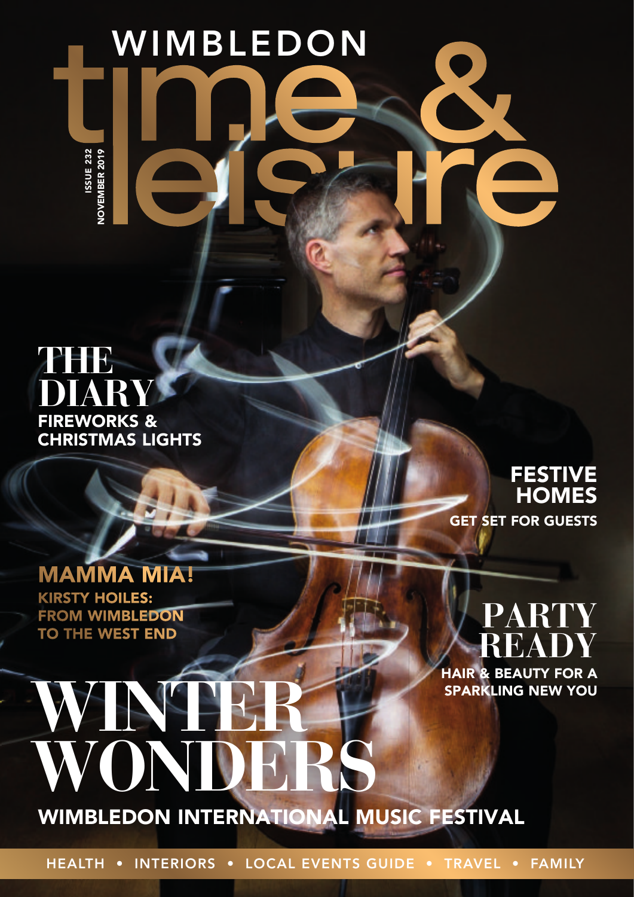# WIMBLEDON time & leisure

ISSUE 232
NOVEMBER 2019

## THE DIARY
**FIREWORKS & CHRISTMAS LIGHTS**

## FESTIVE HOMES
**GET SET FOR GUESTS**

## MAMMA MIA!
**KIRSTY HOILES: FROM WIMBLEDON TO THE WEST END**

## PARTY READY
**HAIR & BEAUTY FOR A SPARKLING NEW YOU**

# WINTER WONDERS
**WIMBLEDON INTERNATIONAL MUSIC FESTIVAL**

HEALTH • INTERIORS • LOCAL EVENTS GUIDE • TRAVEL • FAMILY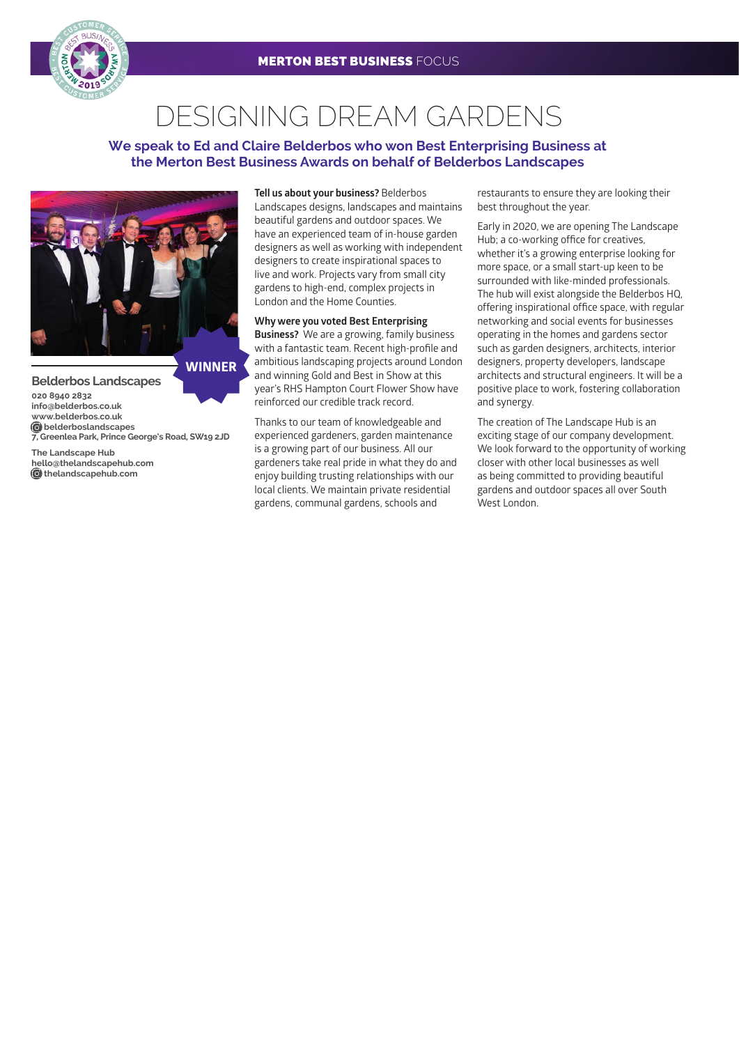# DESIGNING DREAM GARDENS

**We speak to Ed and Claire Belderbos who won Best Enterprising Business at the Merton Best Business Awards on behalf of Belderbos Landscapes**

WINNER

**Belderbos Landscapes**

**020 8940 2832**
**info@belderbos.co.uk**
**www.belderbos.co.uk**
**belderboslandscapes**
**7, Greenlea Park, Prince George's Road, SW19 2JD**

**The Landscape Hub**
**hello@thelandscapehub.com**
**thelandscapehub.com**

**Tell us about your business?** Belderbos Landscapes designs, landscapes and maintains beautiful gardens and outdoor spaces. We have an experienced team of in-house garden designers as well as working with independent designers to create inspirational spaces to live and work. Projects vary from small city gardens to high-end, complex projects in London and the Home Counties.

**Why were you voted Best Enterprising Business?** We are a growing, family business with a fantastic team. Recent high-profile and ambitious landscaping projects around London and winning Gold and Best in Show at this year's RHS Hampton Court Flower Show have reinforced our credible track record.

Thanks to our team of knowledgeable and experienced gardeners, garden maintenance is a growing part of our business. All our gardeners take real pride in what they do and enjoy building trusting relationships with our local clients. We maintain private residential gardens, communal gardens, schools and restaurants to ensure they are looking their best throughout the year.

Early in 2020, we are opening The Landscape Hub; a co-working office for creatives, whether it's a growing enterprise looking for more space, or a small start-up keen to be surrounded with like-minded professionals. The hub will exist alongside the Belderbos HQ, offering inspirational office space, with regular networking and social events for businesses operating in the homes and gardens sector such as garden designers, architects, interior designers, property developers, landscape architects and structural engineers. It will be a positive place to work, fostering collaboration and synergy.

The creation of The Landscape Hub is an exciting stage of our company development. We look forward to the opportunity of working closer with other local businesses as well as being committed to providing beautiful gardens and outdoor spaces all over South West London.